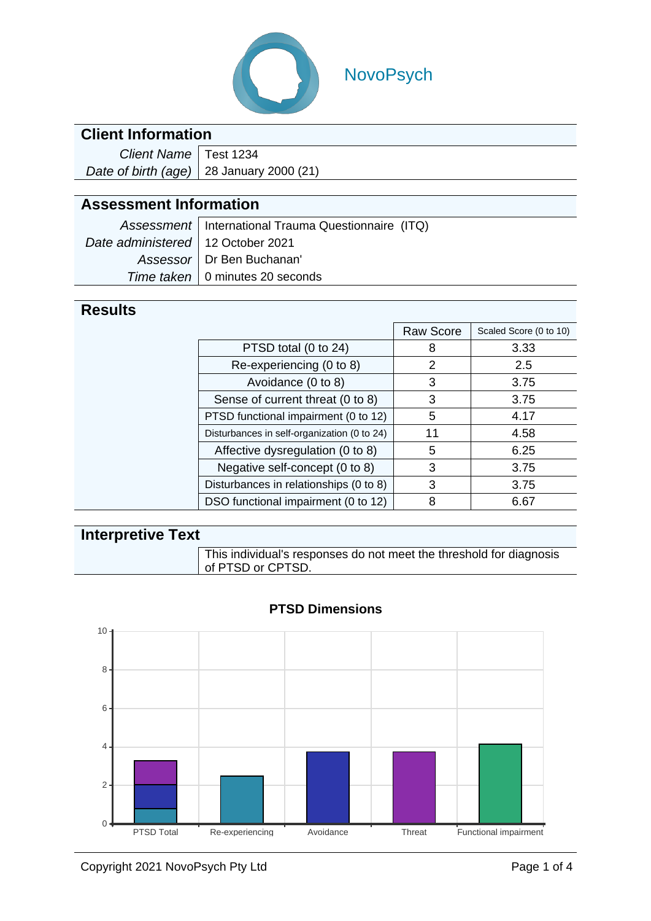NovoPsych

## Client Information

| | |
|---|---|
| *Client Name* | Test 1234 |
| *Date of birth (age)* | 28 January 2000 (21) |

## Assessment Information

| | |
|---|---|
| *Assessment* | International Trauma Questionnaire (ITQ) |
| *Date administered* | 12 October 2021 |
| *Assessor* | Dr Ben Buchanan' |
| *Time taken* | 0 minutes 20 seconds |

## Results

| | Raw Score | Scaled Score (0 to 10) |
|---|---|---|
| PTSD total (0 to 24) | 8 | 3.33 |
| Re-experiencing (0 to 8) | 2 | 2.5 |
| Avoidance (0 to 8) | 3 | 3.75 |
| Sense of current threat (0 to 8) | 3 | 3.75 |
| PTSD functional impairment (0 to 12) | 5 | 4.17 |
| Disturbances in self-organization (0 to 24) | 11 | 4.58 |
| Affective dysregulation (0 to 8) | 5 | 6.25 |
| Negative self-concept (0 to 8) | 3 | 3.75 |
| Disturbances in relationships (0 to 8) | 3 | 3.75 |
| DSO functional impairment (0 to 12) | 8 | 6.67 |

## Interpretive Text

This individual's responses do not meet the threshold for diagnosis of PTSD or CPTSD.

**PTSD Dimensions**

| | PTSD Total | Re-experiencing | Avoidance | Threat | Functional impairment |
|---|---|---|---|---|---|
| Scaled Score (0 to 10) | 3.33 | 2.5 | 3.75 | 3.75 | 4.17 |

Copyright 2021 NovoPsych Pty Ltd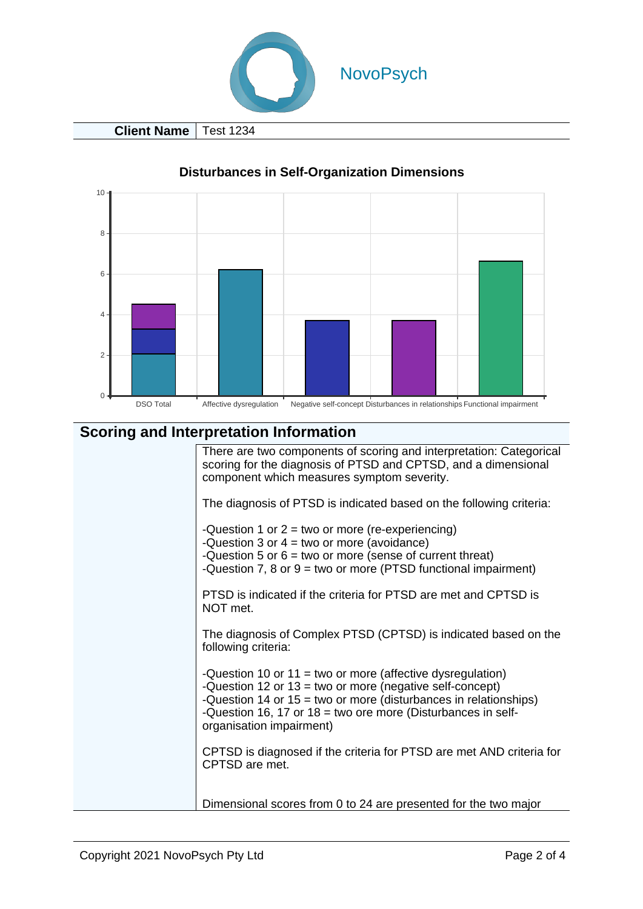NovoPsych

| Client Name | Test 1234 |
| --- | --- |

**Disturbances in Self-Organization Dimensions**

## Scoring and Interpretation Information

There are two components of scoring and interpretation: Categorical scoring for the diagnosis of PTSD and CPTSD, and a dimensional component which measures symptom severity.

The diagnosis of PTSD is indicated based on the following criteria:

-Question 1 or 2 = two or more (re-experiencing)
-Question 3 or 4 = two or more (avoidance)
-Question 5 or 6 = two or more (sense of current threat)
-Question 7, 8 or 9 = two or more (PTSD functional impairment)

PTSD is indicated if the criteria for PTSD are met and CPTSD is NOT met.

The diagnosis of Complex PTSD (CPTSD) is indicated based on the following criteria:

-Question 10 or 11 = two or more (affective dysregulation)
-Question 12 or 13 = two or more (negative self-concept)
-Question 14 or 15 = two or more (disturbances in relationships)
-Question 16, 17 or 18 = two ore more (Disturbances in self-organisation impairment)

CPTSD is diagnosed if the criteria for PTSD are met AND criteria for CPTSD are met.

Dimensional scores from 0 to 24 are presented for the two major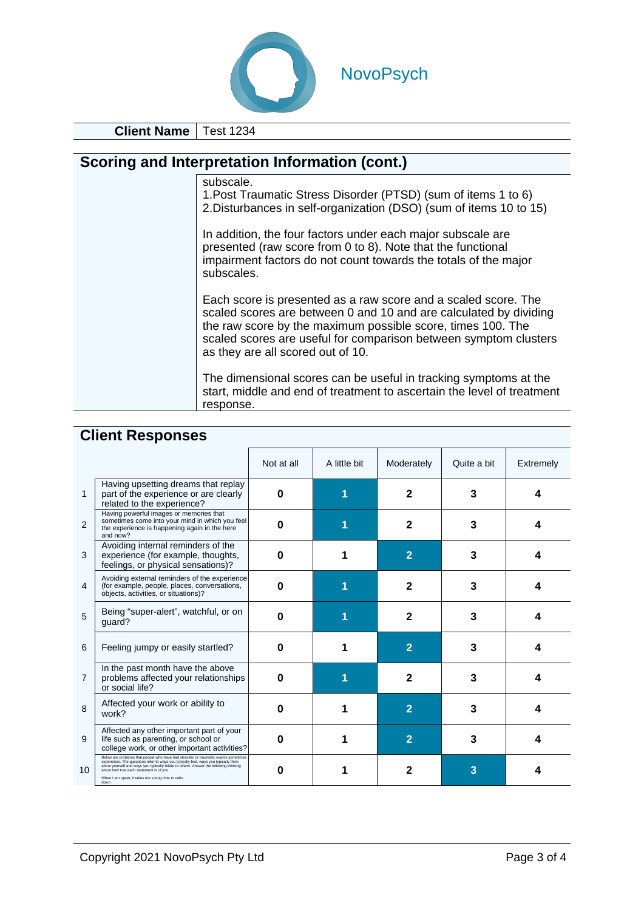NovoPsych

| **Client Name** | Test 1234 |
|---|---|

## Scoring and Interpretation Information (cont.)

subscale.
1.Post Traumatic Stress Disorder (PTSD) (sum of items 1 to 6)
2.Disturbances in self-organization (DSO) (sum of items 10 to 15)

In addition, the four factors under each major subscale are presented (raw score from 0 to 8). Note that the functional impairment factors do not count towards the totals of the major subscales.

Each score is presented as a raw score and a scaled score. The scaled scores are between 0 and 10 and are calculated by dividing the raw score by the maximum possible score, times 100. The scaled scores are useful for comparison between symptom clusters as they are all scored out of 10.

The dimensional scores can be useful in tracking symptoms at the start, middle and end of treatment to ascertain the level of treatment response.

## Client Responses

| | | Not at all | A little bit | Moderately | Quite a bit | Extremely |
|---|---|---|---|---|---|---|
| 1 | Having upsetting dreams that replay part of the experience or are clearly related to the experience? | 0 | **[1]** | 2 | 3 | 4 |
| 2 | Having powerful images or memories that sometimes come into your mind in which you feel the experience is happening again in the here and now? | 0 | **[1]** | 2 | 3 | 4 |
| 3 | Avoiding internal reminders of the experience (for example, thoughts, feelings, or physical sensations)? | 0 | 1 | **[2]** | 3 | 4 |
| 4 | Avoiding external reminders of the experience (for example, people, places, conversations, objects, activities, or situations)? | 0 | **[1]** | 2 | 3 | 4 |
| 5 | Being "super-alert", watchful, or on guard? | 0 | **[1]** | 2 | 3 | 4 |
| 6 | Feeling jumpy or easily startled? | 0 | 1 | **[2]** | 3 | 4 |
| 7 | In the past month have the above problems affected your relationships or social life? | 0 | **[1]** | 2 | 3 | 4 |
| 8 | Affected your work or ability to work? | 0 | 1 | **[2]** | 3 | 4 |
| 9 | Affected any other important part of your life such as parenting, or school or college work, or other important activities? | 0 | 1 | **[2]** | 3 | 4 |
| 10 | Below are problems that people who have had stressful or traumatic events sometimes experience. The questions refer to ways you typically feel, ways you typically think about yourself and ways you typically relate to others. Answer the following thinking about how true each statement is of you. When I am upset, it takes me a long time to calm down. | 0 | 1 | 2 | **[3]** | 4 |

Copyright 2021 NovoPsych Pty Ltd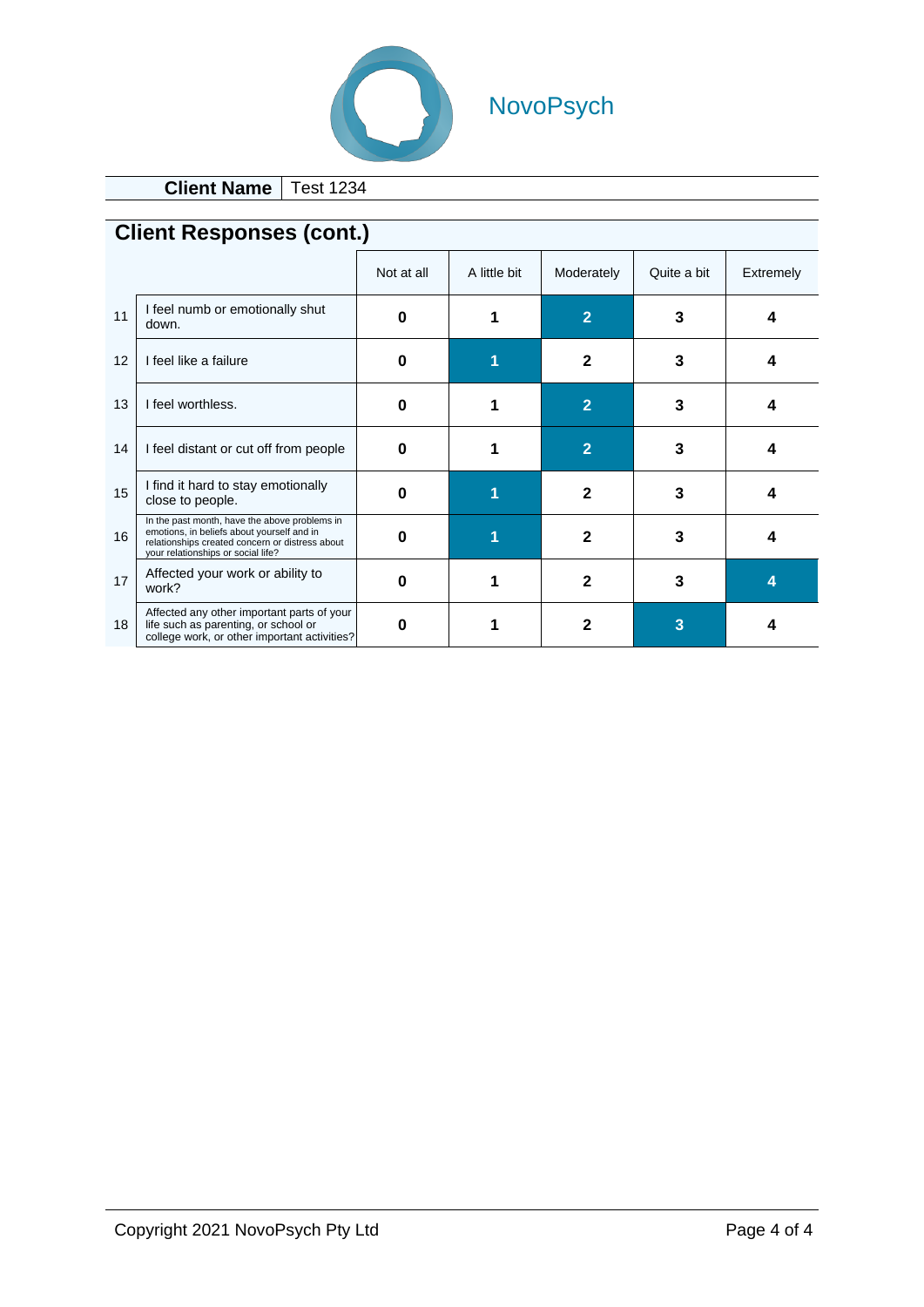NovoPsych

| Client Name | Test 1234 |
|---|---|

## Client Responses (cont.)

| | | Not at all | A little bit | Moderately | Quite a bit | Extremely |
|---|---|---|---|---|---|---|
| 11 | I feel numb or emotionally shut down. | 0 | 1 | **2** (selected) | 3 | 4 |
| 12 | I feel like a failure | 0 | **1** (selected) | 2 | 3 | 4 |
| 13 | I feel worthless. | 0 | 1 | **2** (selected) | 3 | 4 |
| 14 | I feel distant or cut off from people | 0 | 1 | **2** (selected) | 3 | 4 |
| 15 | I find it hard to stay emotionally close to people. | 0 | **1** (selected) | 2 | 3 | 4 |
| 16 | In the past month, have the above problems in emotions, in beliefs about yourself and in relationships created concern or distress about your relationships or social life? | 0 | **1** (selected) | 2 | 3 | 4 |
| 17 | Affected your work or ability to work? | 0 | 1 | 2 | 3 | **4** (selected) |
| 18 | Affected any other important parts of your life such as parenting, or school or college work, or other important activities? | 0 | 1 | 2 | **3** (selected) | 4 |

Copyright 2021 NovoPsych Pty Ltd